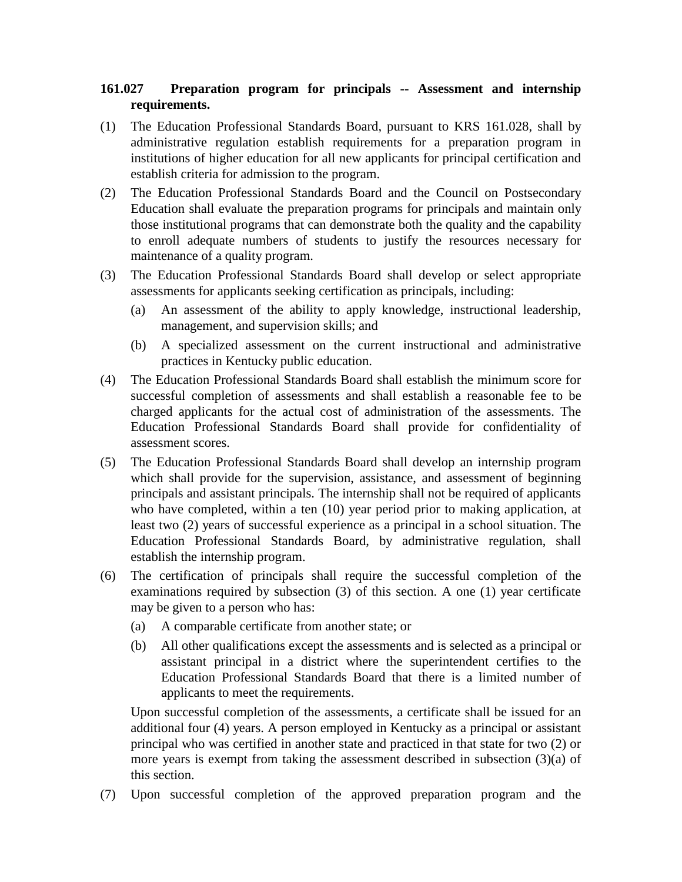**161.027 Preparation program for principals -- Assessment and internship requirements.**

(1) The Education Professional Standards Board, pursuant to KRS 161.028, shall by administrative regulation establish requirements for a preparation program in institutions of higher education for all new applicants for principal certification and establish criteria for admission to the program.

(2) The Education Professional Standards Board and the Council on Postsecondary Education shall evaluate the preparation programs for principals and maintain only those institutional programs that can demonstrate both the quality and the capability to enroll adequate numbers of students to justify the resources necessary for maintenance of a quality program.

(3) The Education Professional Standards Board shall develop or select appropriate assessments for applicants seeking certification as principals, including:

  (a) An assessment of the ability to apply knowledge, instructional leadership, management, and supervision skills; and

  (b) A specialized assessment on the current instructional and administrative practices in Kentucky public education.

(4) The Education Professional Standards Board shall establish the minimum score for successful completion of assessments and shall establish a reasonable fee to be charged applicants for the actual cost of administration of the assessments. The Education Professional Standards Board shall provide for confidentiality of assessment scores.

(5) The Education Professional Standards Board shall develop an internship program which shall provide for the supervision, assistance, and assessment of beginning principals and assistant principals. The internship shall not be required of applicants who have completed, within a ten (10) year period prior to making application, at least two (2) years of successful experience as a principal in a school situation. The Education Professional Standards Board, by administrative regulation, shall establish the internship program.

(6) The certification of principals shall require the successful completion of the examinations required by subsection (3) of this section. A one (1) year certificate may be given to a person who has:

  (a) A comparable certificate from another state; or

  (b) All other qualifications except the assessments and is selected as a principal or assistant principal in a district where the superintendent certifies to the Education Professional Standards Board that there is a limited number of applicants to meet the requirements.

  Upon successful completion of the assessments, a certificate shall be issued for an additional four (4) years. A person employed in Kentucky as a principal or assistant principal who was certified in another state and practiced in that state for two (2) or more years is exempt from taking the assessment described in subsection (3)(a) of this section.

(7) Upon successful completion of the approved preparation program and the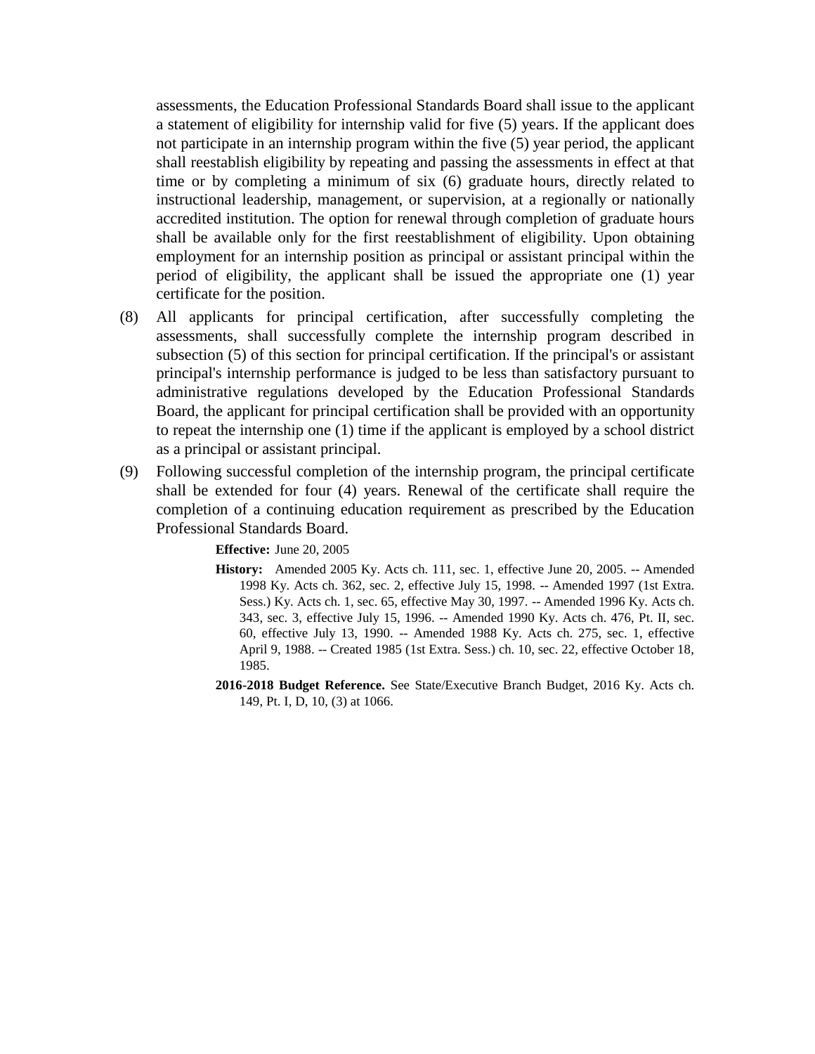assessments, the Education Professional Standards Board shall issue to the applicant a statement of eligibility for internship valid for five (5) years. If the applicant does not participate in an internship program within the five (5) year period, the applicant shall reestablish eligibility by repeating and passing the assessments in effect at that time or by completing a minimum of six (6) graduate hours, directly related to instructional leadership, management, or supervision, at a regionally or nationally accredited institution. The option for renewal through completion of graduate hours shall be available only for the first reestablishment of eligibility. Upon obtaining employment for an internship position as principal or assistant principal within the period of eligibility, the applicant shall be issued the appropriate one (1) year certificate for the position.

(8) All applicants for principal certification, after successfully completing the assessments, shall successfully complete the internship program described in subsection (5) of this section for principal certification. If the principal's or assistant principal's internship performance is judged to be less than satisfactory pursuant to administrative regulations developed by the Education Professional Standards Board, the applicant for principal certification shall be provided with an opportunity to repeat the internship one (1) time if the applicant is employed by a school district as a principal or assistant principal.

(9) Following successful completion of the internship program, the principal certificate shall be extended for four (4) years. Renewal of the certificate shall require the completion of a continuing education requirement as prescribed by the Education Professional Standards Board.

**Effective:** June 20, 2005

**History:** Amended 2005 Ky. Acts ch. 111, sec. 1, effective June 20, 2005. -- Amended 1998 Ky. Acts ch. 362, sec. 2, effective July 15, 1998. -- Amended 1997 (1st Extra. Sess.) Ky. Acts ch. 1, sec. 65, effective May 30, 1997. -- Amended 1996 Ky. Acts ch. 343, sec. 3, effective July 15, 1996. -- Amended 1990 Ky. Acts ch. 476, Pt. II, sec. 60, effective July 13, 1990. -- Amended 1988 Ky. Acts ch. 275, sec. 1, effective April 9, 1988. -- Created 1985 (1st Extra. Sess.) ch. 10, sec. 22, effective October 18, 1985.

**2016-2018 Budget Reference.** See State/Executive Branch Budget, 2016 Ky. Acts ch. 149, Pt. I, D, 10, (3) at 1066.